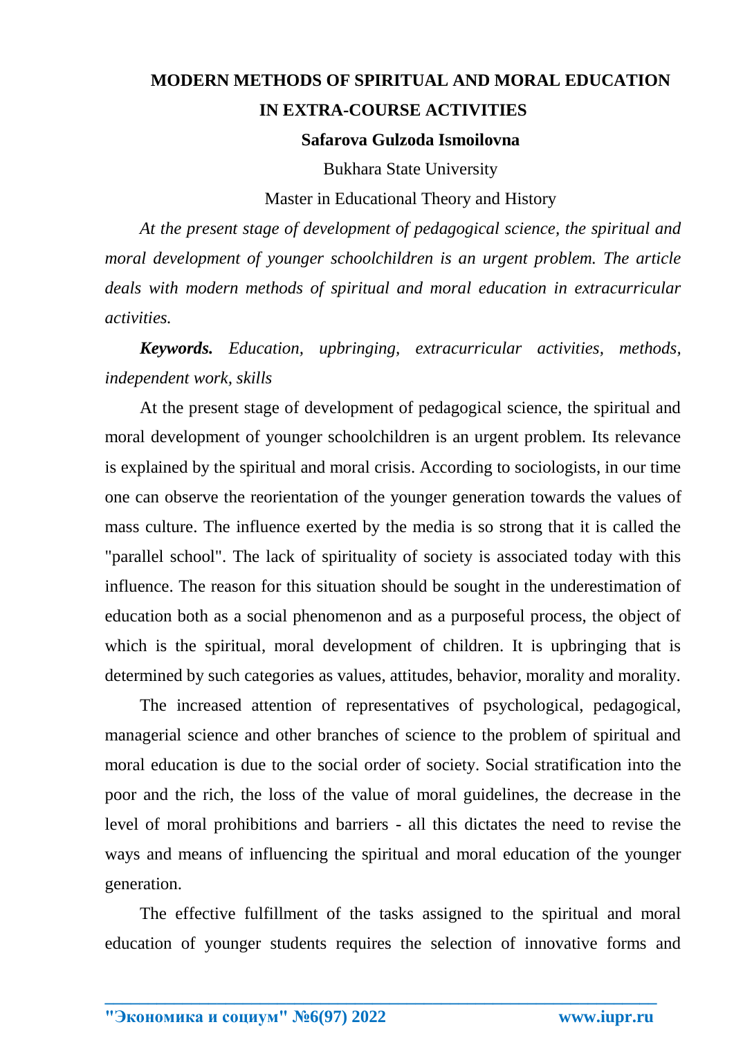# MODERN METHODS OF SPIRITUAL AND MORAL EDUCATION IN EXTRA-COURSE ACTIVITIES

**Safarova Gulzoda Ismoilovna**

Bukhara State University

Master in Educational Theory and History

*At the present stage of development of pedagogical science, the spiritual and moral development of younger schoolchildren is an urgent problem. The article deals with modern methods of spiritual and moral education in extracurricular activities.*

***Keywords.*** *Education, upbringing, extracurricular activities, methods, independent work, skills*

At the present stage of development of pedagogical science, the spiritual and moral development of younger schoolchildren is an urgent problem. Its relevance is explained by the spiritual and moral crisis. According to sociologists, in our time one can observe the reorientation of the younger generation towards the values of mass culture. The influence exerted by the media is so strong that it is called the "parallel school". The lack of spirituality of society is associated today with this influence. The reason for this situation should be sought in the underestimation of education both as a social phenomenon and as a purposeful process, the object of which is the spiritual, moral development of children. It is upbringing that is determined by such categories as values, attitudes, behavior, morality and morality.

The increased attention of representatives of psychological, pedagogical, managerial science and other branches of science to the problem of spiritual and moral education is due to the social order of society. Social stratification into the poor and the rich, the loss of the value of moral guidelines, the decrease in the level of moral prohibitions and barriers - all this dictates the need to revise the ways and means of influencing the spiritual and moral education of the younger generation.

The effective fulfillment of the tasks assigned to the spiritual and moral education of younger students requires the selection of innovative forms and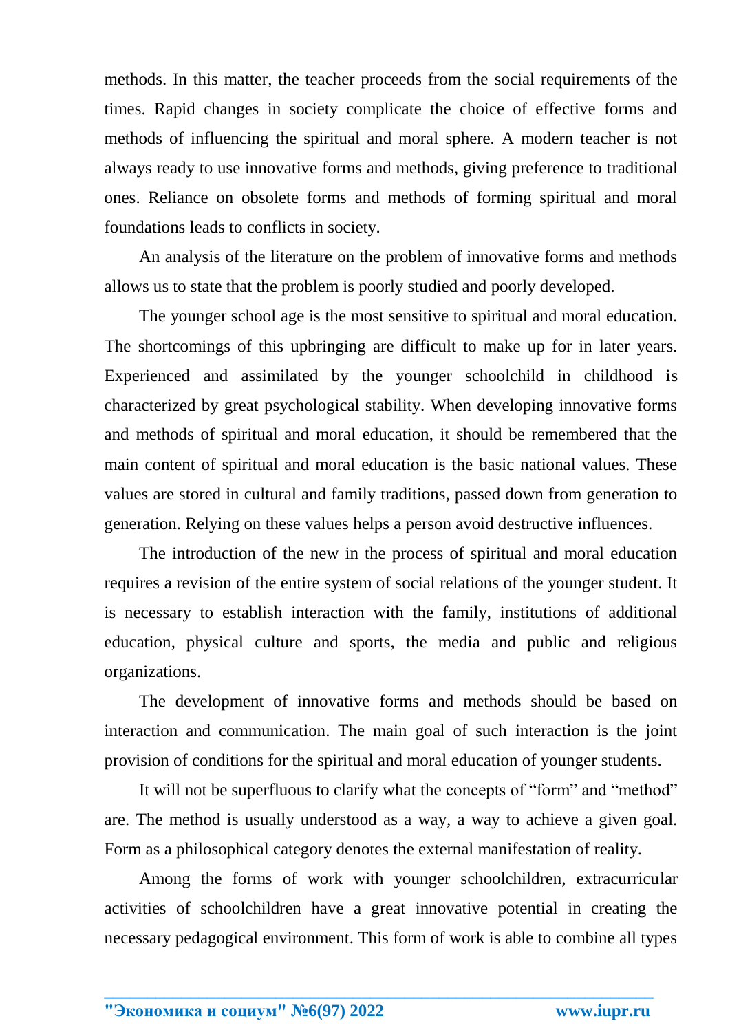methods. In this matter, the teacher proceeds from the social requirements of the times. Rapid changes in society complicate the choice of effective forms and methods of influencing the spiritual and moral sphere. A modern teacher is not always ready to use innovative forms and methods, giving preference to traditional ones. Reliance on obsolete forms and methods of forming spiritual and moral foundations leads to conflicts in society.

An analysis of the literature on the problem of innovative forms and methods allows us to state that the problem is poorly studied and poorly developed.

The younger school age is the most sensitive to spiritual and moral education. The shortcomings of this upbringing are difficult to make up for in later years. Experienced and assimilated by the younger schoolchild in childhood is characterized by great psychological stability. When developing innovative forms and methods of spiritual and moral education, it should be remembered that the main content of spiritual and moral education is the basic national values. These values are stored in cultural and family traditions, passed down from generation to generation. Relying on these values helps a person avoid destructive influences.

The introduction of the new in the process of spiritual and moral education requires a revision of the entire system of social relations of the younger student. It is necessary to establish interaction with the family, institutions of additional education, physical culture and sports, the media and public and religious organizations.

The development of innovative forms and methods should be based on interaction and communication. The main goal of such interaction is the joint provision of conditions for the spiritual and moral education of younger students.

It will not be superfluous to clarify what the concepts of “form” and “method” are. The method is usually understood as a way, a way to achieve a given goal. Form as a philosophical category denotes the external manifestation of reality.

Among the forms of work with younger schoolchildren, extracurricular activities of schoolchildren have a great innovative potential in creating the necessary pedagogical environment. This form of work is able to combine all types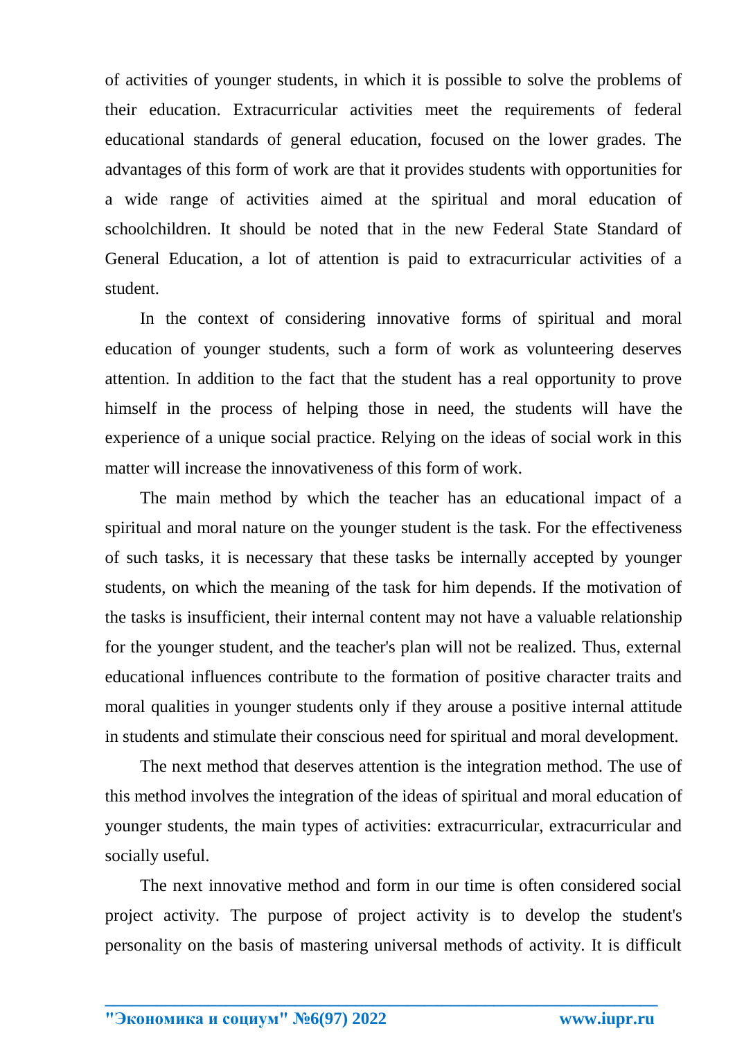of activities of younger students, in which it is possible to solve the problems of their education. Extracurricular activities meet the requirements of federal educational standards of general education, focused on the lower grades. The advantages of this form of work are that it provides students with opportunities for a wide range of activities aimed at the spiritual and moral education of schoolchildren. It should be noted that in the new Federal State Standard of General Education, a lot of attention is paid to extracurricular activities of a student.

In the context of considering innovative forms of spiritual and moral education of younger students, such a form of work as volunteering deserves attention. In addition to the fact that the student has a real opportunity to prove himself in the process of helping those in need, the students will have the experience of a unique social practice. Relying on the ideas of social work in this matter will increase the innovativeness of this form of work.

The main method by which the teacher has an educational impact of a spiritual and moral nature on the younger student is the task. For the effectiveness of such tasks, it is necessary that these tasks be internally accepted by younger students, on which the meaning of the task for him depends. If the motivation of the tasks is insufficient, their internal content may not have a valuable relationship for the younger student, and the teacher's plan will not be realized. Thus, external educational influences contribute to the formation of positive character traits and moral qualities in younger students only if they arouse a positive internal attitude in students and stimulate their conscious need for spiritual and moral development.

The next method that deserves attention is the integration method. The use of this method involves the integration of the ideas of spiritual and moral education of younger students, the main types of activities: extracurricular, extracurricular and socially useful.

The next innovative method and form in our time is often considered social project activity. The purpose of project activity is to develop the student's personality on the basis of mastering universal methods of activity. It is difficult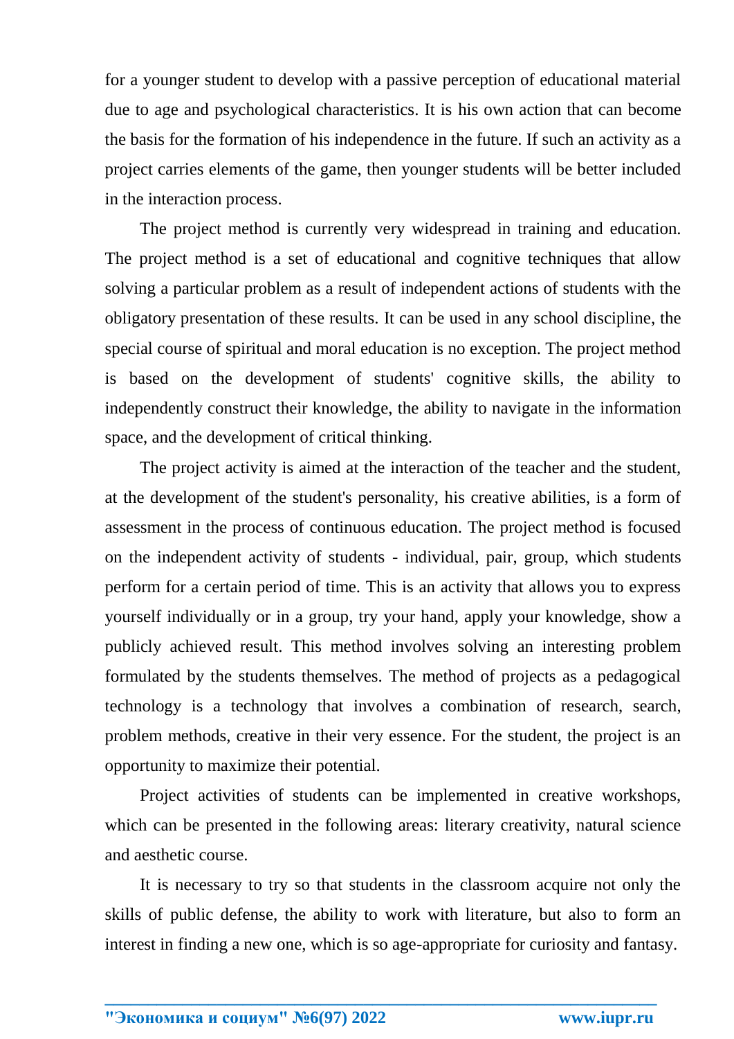for a younger student to develop with a passive perception of educational material due to age and psychological characteristics. It is his own action that can become the basis for the formation of his independence in the future. If such an activity as a project carries elements of the game, then younger students will be better included in the interaction process.

The project method is currently very widespread in training and education. The project method is a set of educational and cognitive techniques that allow solving a particular problem as a result of independent actions of students with the obligatory presentation of these results. It can be used in any school discipline, the special course of spiritual and moral education is no exception. The project method is based on the development of students' cognitive skills, the ability to independently construct their knowledge, the ability to navigate in the information space, and the development of critical thinking.

The project activity is aimed at the interaction of the teacher and the student, at the development of the student's personality, his creative abilities, is a form of assessment in the process of continuous education. The project method is focused on the independent activity of students - individual, pair, group, which students perform for a certain period of time. This is an activity that allows you to express yourself individually or in a group, try your hand, apply your knowledge, show a publicly achieved result. This method involves solving an interesting problem formulated by the students themselves. The method of projects as a pedagogical technology is a technology that involves a combination of research, search, problem methods, creative in their very essence. For the student, the project is an opportunity to maximize their potential.

Project activities of students can be implemented in creative workshops, which can be presented in the following areas: literary creativity, natural science and aesthetic course.

It is necessary to try so that students in the classroom acquire not only the skills of public defense, the ability to work with literature, but also to form an interest in finding a new one, which is so age-appropriate for curiosity and fantasy.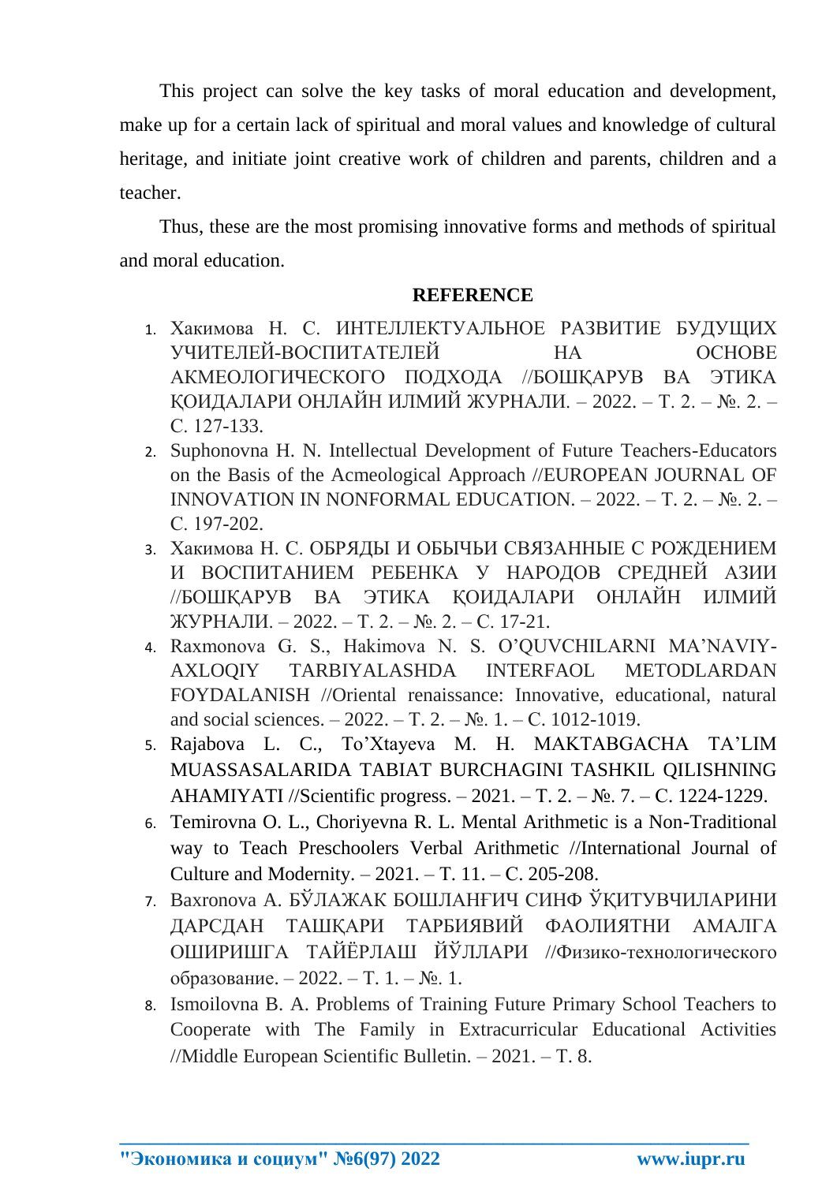This project can solve the key tasks of moral education and development, make up for a certain lack of spiritual and moral values and knowledge of cultural heritage, and initiate joint creative work of children and parents, children and a teacher.

Thus, these are the most promising innovative forms and methods of spiritual and moral education.

## REFERENCE

1. Хакимова Н. С. ИНТЕЛЛЕКТУАЛЬНОЕ РАЗВИТИЕ БУДУЩИХ УЧИТЕЛЕЙ-ВОСПИТАТЕЛЕЙ НА ОСНОВЕ АКМЕОЛОГИЧЕСКОГО ПОДХОДА //БОШҚАРУВ ВА ЭТИКА ҚОИДАЛАРИ ОНЛАЙН ИЛМИЙ ЖУРНАЛИ. – 2022. – Т. 2. – №. 2. – С. 127-133.
2. Suphonovna H. N. Intellectual Development of Future Teachers-Educators on the Basis of the Acmeological Approach //EUROPEAN JOURNAL OF INNOVATION IN NONFORMAL EDUCATION. – 2022. – Т. 2. – №. 2. – С. 197-202.
3. Хакимова Н. С. ОБРЯДЫ И ОБЫЧЬИ СВЯЗАННЫЕ С РОЖДЕНИЕМ И ВОСПИТАНИЕМ РЕБЕНКА У НАРОДОВ СРЕДНЕЙ АЗИИ //БОШҚАРУВ ВА ЭТИКА ҚОИДАЛАРИ ОНЛАЙН ИЛМИЙ ЖУРНАЛИ. – 2022. – Т. 2. – №. 2. – С. 17-21.
4. Raxmonova G. S., Hakimova N. S. O'QUVCHILARNI MA'NAVIY-AXLOQIY TARBIYALASHDA INTERFAOL METODLARDAN FOYDALANISH //Oriental renaissance: Innovative, educational, natural and social sciences. – 2022. – Т. 2. – №. 1. – С. 1012-1019.
5. Rajabova L. C., To'Xtayeva M. H. MAKTABGACHA TA'LIM MUASSASALARIDA TABIAT BURCHAGINI TASHKIL QILISHNING AHAMIYATI //Scientific progress. – 2021. – Т. 2. – №. 7. – С. 1224-1229.
6. Temirovna O. L., Choriyevna R. L. Mental Arithmetic is a Non-Traditional way to Teach Preschoolers Verbal Arithmetic //International Journal of Culture and Modernity. – 2021. – Т. 11. – С. 205-208.
7. Baxronova A. БЎЛАЖАК БОШЛАНҒИЧ СИНФ ЎҚИТУВЧИЛАРИНИ ДАРСДАН ТАШҚАРИ ТАРБИЯВИЙ ФАОЛИЯТНИ АМАЛГА ОШИРИШГА ТАЙЁРЛАШ ЙЎЛЛАРИ //Физико-технологического образование. – 2022. – Т. 1. – №. 1.
8. Ismoilovna B. A. Problems of Training Future Primary School Teachers to Cooperate with The Family in Extracurricular Educational Activities //Middle European Scientific Bulletin. – 2021. – Т. 8.